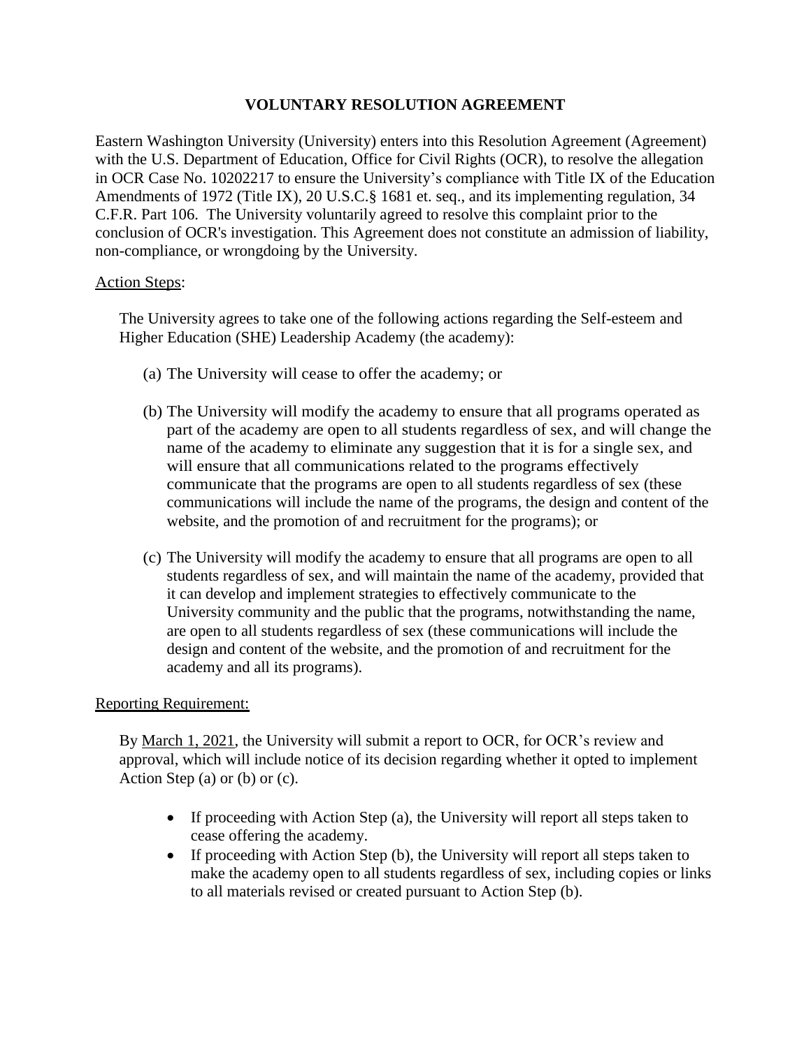# VOLUNTARY RESOLUTION AGREEMENT

Eastern Washington University (University) enters into this Resolution Agreement (Agreement) with the U.S. Department of Education, Office for Civil Rights (OCR), to resolve the allegation in OCR Case No. 10202217 to ensure the University's compliance with Title IX of the Education Amendments of 1972 (Title IX), 20 U.S.C.§ 1681 et. seq., and its implementing regulation, 34 C.F.R. Part 106. The University voluntarily agreed to resolve this complaint prior to the conclusion of OCR's investigation. This Agreement does not constitute an admission of liability, non-compliance, or wrongdoing by the University.

<u>Action Steps</u>:

The University agrees to take one of the following actions regarding the Self-esteem and Higher Education (SHE) Leadership Academy (the academy):

(a) The University will cease to offer the academy; or

(b) The University will modify the academy to ensure that all programs operated as part of the academy are open to all students regardless of sex, and will change the name of the academy to eliminate any suggestion that it is for a single sex, and will ensure that all communications related to the programs effectively communicate that the programs are open to all students regardless of sex (these communications will include the name of the programs, the design and content of the website, and the promotion of and recruitment for the programs); or

(c) The University will modify the academy to ensure that all programs are open to all students regardless of sex, and will maintain the name of the academy, provided that it can develop and implement strategies to effectively communicate to the University community and the public that the programs, notwithstanding the name, are open to all students regardless of sex (these communications will include the design and content of the website, and the promotion of and recruitment for the academy and all its programs).

<u>Reporting Requirement:</u>

By <u>March 1, 2021</u>, the University will submit a report to OCR, for OCR's review and approval, which will include notice of its decision regarding whether it opted to implement Action Step (a) or (b) or (c).

- If proceeding with Action Step (a), the University will report all steps taken to cease offering the academy.
- If proceeding with Action Step (b), the University will report all steps taken to make the academy open to all students regardless of sex, including copies or links to all materials revised or created pursuant to Action Step (b).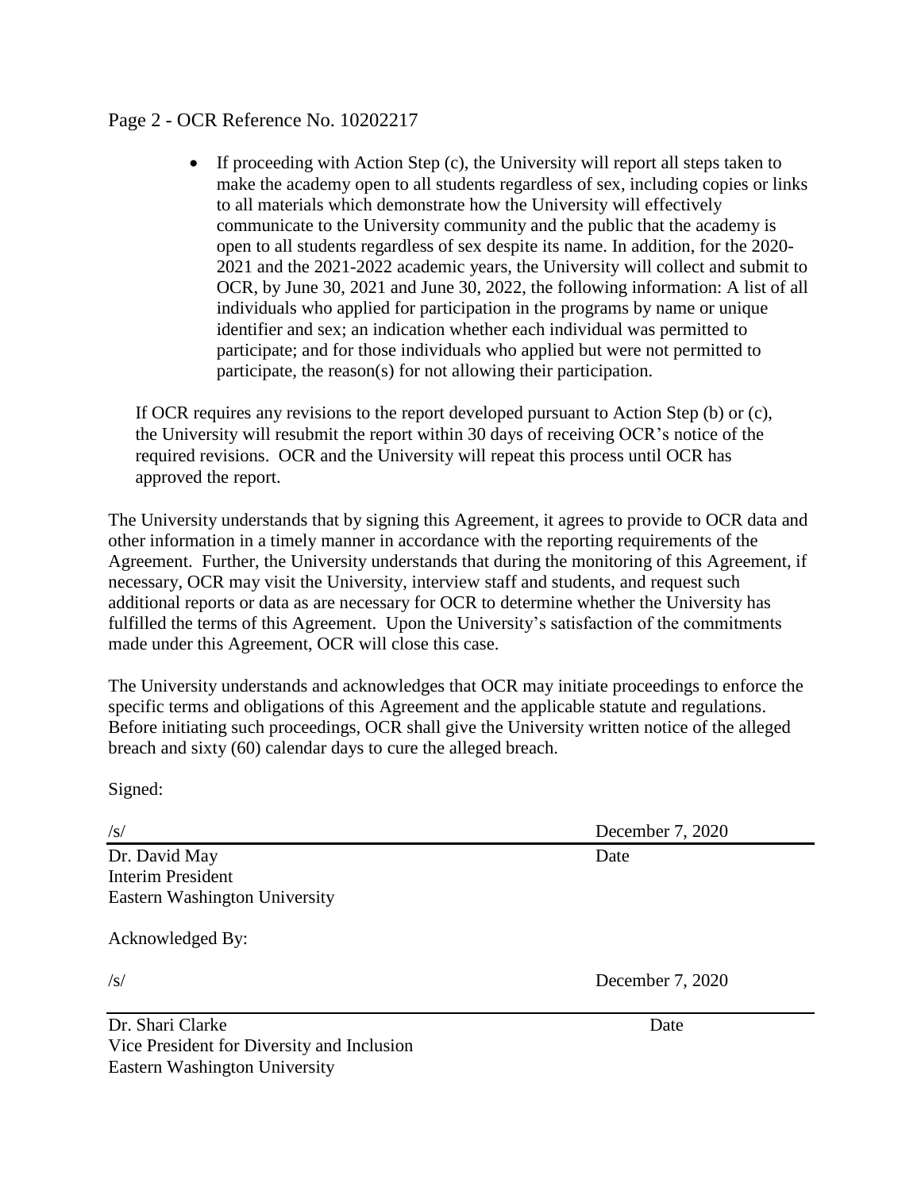- If proceeding with Action Step (c), the University will report all steps taken to make the academy open to all students regardless of sex, including copies or links to all materials which demonstrate how the University will effectively communicate to the University community and the public that the academy is open to all students regardless of sex despite its name. In addition, for the 2020-2021 and the 2021-2022 academic years, the University will collect and submit to OCR, by June 30, 2021 and June 30, 2022, the following information: A list of all individuals who applied for participation in the programs by name or unique identifier and sex; an indication whether each individual was permitted to participate; and for those individuals who applied but were not permitted to participate, the reason(s) for not allowing their participation.

If OCR requires any revisions to the report developed pursuant to Action Step (b) or (c), the University will resubmit the report within 30 days of receiving OCR's notice of the required revisions. OCR and the University will repeat this process until OCR has approved the report.

The University understands that by signing this Agreement, it agrees to provide to OCR data and other information in a timely manner in accordance with the reporting requirements of the Agreement. Further, the University understands that during the monitoring of this Agreement, if necessary, OCR may visit the University, interview staff and students, and request such additional reports or data as are necessary for OCR to determine whether the University has fulfilled the terms of this Agreement. Upon the University's satisfaction of the commitments made under this Agreement, OCR will close this case.

The University understands and acknowledges that OCR may initiate proceedings to enforce the specific terms and obligations of this Agreement and the applicable statute and regulations. Before initiating such proceedings, OCR shall give the University written notice of the alleged breach and sixty (60) calendar days to cure the alleged breach.

Signed:

/s/ December 7, 2020

Dr. David May
Interim President
Eastern Washington University

Date

Acknowledged By:

/s/ December 7, 2020

Dr. Shari Clarke
Vice President for Diversity and Inclusion
Eastern Washington University

Date